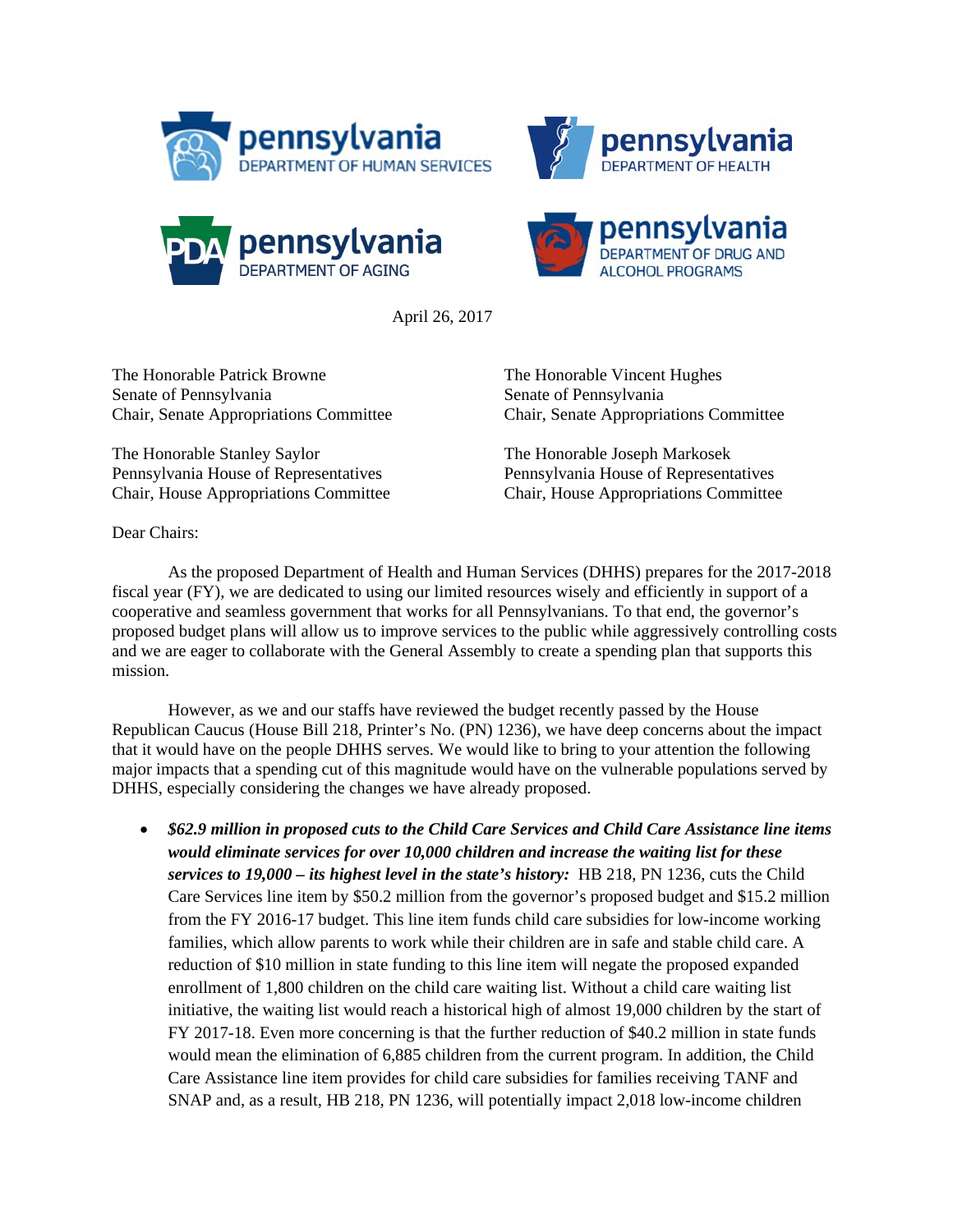pennsylvania DEPARTMENT OF HUMAN SERVICES

pennsylvania DEPARTMENT OF HEALTH

pennsylvania DEPARTMENT OF AGING

pennsylvania DEPARTMENT OF DRUG AND ALCOHOL PROGRAMS

April 26, 2017

The Honorable Patrick Browne
Senate of Pennsylvania
Chair, Senate Appropriations Committee

The Honorable Vincent Hughes
Senate of Pennsylvania
Chair, Senate Appropriations Committee

The Honorable Stanley Saylor
Pennsylvania House of Representatives
Chair, House Appropriations Committee

The Honorable Joseph Markosek
Pennsylvania House of Representatives
Chair, House Appropriations Committee

Dear Chairs:

As the proposed Department of Health and Human Services (DHHS) prepares for the 2017-2018 fiscal year (FY), we are dedicated to using our limited resources wisely and efficiently in support of a cooperative and seamless government that works for all Pennsylvanians. To that end, the governor's proposed budget plans will allow us to improve services to the public while aggressively controlling costs and we are eager to collaborate with the General Assembly to create a spending plan that supports this mission.

However, as we and our staffs have reviewed the budget recently passed by the House Republican Caucus (House Bill 218, Printer's No. (PN) 1236), we have deep concerns about the impact that it would have on the people DHHS serves. We would like to bring to your attention the following major impacts that a spending cut of this magnitude would have on the vulnerable populations served by DHHS, especially considering the changes we have already proposed.

- ***$62.9 million in proposed cuts to the Child Care Services and Child Care Assistance line items would eliminate services for over 10,000 children and increase the waiting list for these services to 19,000 – its highest level in the state's history:*** HB 218, PN 1236, cuts the Child Care Services line item by $50.2 million from the governor's proposed budget and $15.2 million from the FY 2016-17 budget. This line item funds child care subsidies for low-income working families, which allow parents to work while their children are in safe and stable child care. A reduction of $10 million in state funding to this line item will negate the proposed expanded enrollment of 1,800 children on the child care waiting list. Without a child care waiting list initiative, the waiting list would reach a historical high of almost 19,000 children by the start of FY 2017-18. Even more concerning is that the further reduction of $40.2 million in state funds would mean the elimination of 6,885 children from the current program. In addition, the Child Care Assistance line item provides for child care subsidies for families receiving TANF and SNAP and, as a result, HB 218, PN 1236, will potentially impact 2,018 low-income children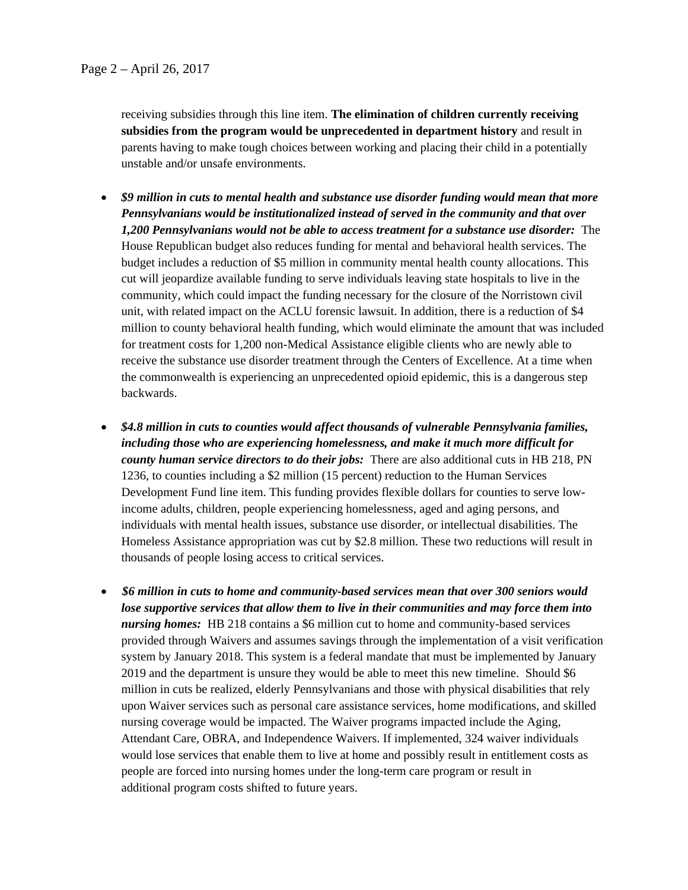receiving subsidies through this line item. **The elimination of children currently receiving subsidies from the program would be unprecedented in department history** and result in parents having to make tough choices between working and placing their child in a potentially unstable and/or unsafe environments.

- ***$9 million in cuts to mental health and substance use disorder funding would mean that more Pennsylvanians would be institutionalized instead of served in the community and that over 1,200 Pennsylvanians would not be able to access treatment for a substance use disorder:*** The House Republican budget also reduces funding for mental and behavioral health services. The budget includes a reduction of $5 million in community mental health county allocations. This cut will jeopardize available funding to serve individuals leaving state hospitals to live in the community, which could impact the funding necessary for the closure of the Norristown civil unit, with related impact on the ACLU forensic lawsuit. In addition, there is a reduction of $4 million to county behavioral health funding, which would eliminate the amount that was included for treatment costs for 1,200 non-Medical Assistance eligible clients who are newly able to receive the substance use disorder treatment through the Centers of Excellence. At a time when the commonwealth is experiencing an unprecedented opioid epidemic, this is a dangerous step backwards.

- ***$4.8 million in cuts to counties would affect thousands of vulnerable Pennsylvania families, including those who are experiencing homelessness, and make it much more difficult for county human service directors to do their jobs:*** There are also additional cuts in HB 218, PN 1236, to counties including a $2 million (15 percent) reduction to the Human Services Development Fund line item. This funding provides flexible dollars for counties to serve low-income adults, children, people experiencing homelessness, aged and aging persons, and individuals with mental health issues, substance use disorder, or intellectual disabilities. The Homeless Assistance appropriation was cut by $2.8 million. These two reductions will result in thousands of people losing access to critical services.

- ***$6 million in cuts to home and community-based services mean that over 300 seniors would lose supportive services that allow them to live in their communities and may force them into nursing homes:*** HB 218 contains a $6 million cut to home and community-based services provided through Waivers and assumes savings through the implementation of a visit verification system by January 2018. This system is a federal mandate that must be implemented by January 2019 and the department is unsure they would be able to meet this new timeline. Should $6 million in cuts be realized, elderly Pennsylvanians and those with physical disabilities that rely upon Waiver services such as personal care assistance services, home modifications, and skilled nursing coverage would be impacted. The Waiver programs impacted include the Aging, Attendant Care, OBRA, and Independence Waivers. If implemented, 324 waiver individuals would lose services that enable them to live at home and possibly result in entitlement costs as people are forced into nursing homes under the long-term care program or result in additional program costs shifted to future years.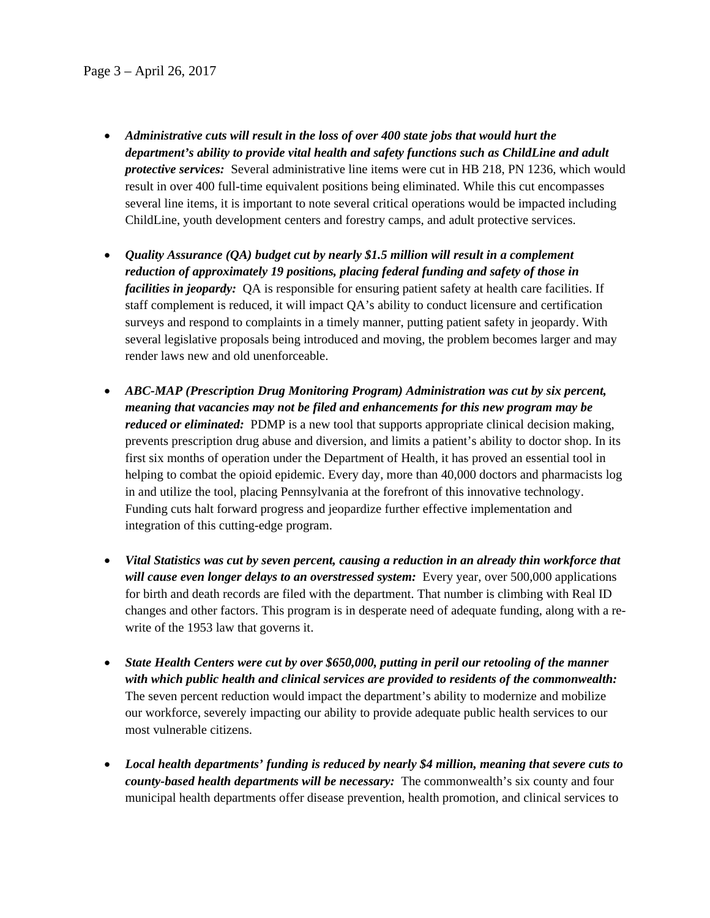- ***Administrative cuts will result in the loss of over 400 state jobs that would hurt the department's ability to provide vital health and safety functions such as ChildLine and adult protective services:*** Several administrative line items were cut in HB 218, PN 1236, which would result in over 400 full-time equivalent positions being eliminated. While this cut encompasses several line items, it is important to note several critical operations would be impacted including ChildLine, youth development centers and forestry camps, and adult protective services.

- ***Quality Assurance (QA) budget cut by nearly $1.5 million will result in a complement reduction of approximately 19 positions, placing federal funding and safety of those in facilities in jeopardy:*** QA is responsible for ensuring patient safety at health care facilities. If staff complement is reduced, it will impact QA's ability to conduct licensure and certification surveys and respond to complaints in a timely manner, putting patient safety in jeopardy. With several legislative proposals being introduced and moving, the problem becomes larger and may render laws new and old unenforceable.

- ***ABC-MAP (Prescription Drug Monitoring Program) Administration was cut by six percent, meaning that vacancies may not be filed and enhancements for this new program may be reduced or eliminated:*** PDMP is a new tool that supports appropriate clinical decision making, prevents prescription drug abuse and diversion, and limits a patient's ability to doctor shop. In its first six months of operation under the Department of Health, it has proved an essential tool in helping to combat the opioid epidemic. Every day, more than 40,000 doctors and pharmacists log in and utilize the tool, placing Pennsylvania at the forefront of this innovative technology. Funding cuts halt forward progress and jeopardize further effective implementation and integration of this cutting-edge program.

- ***Vital Statistics was cut by seven percent, causing a reduction in an already thin workforce that will cause even longer delays to an overstressed system:*** Every year, over 500,000 applications for birth and death records are filed with the department. That number is climbing with Real ID changes and other factors. This program is in desperate need of adequate funding, along with a re-write of the 1953 law that governs it.

- ***State Health Centers were cut by over $650,000, putting in peril our retooling of the manner with which public health and clinical services are provided to residents of the commonwealth:*** The seven percent reduction would impact the department's ability to modernize and mobilize our workforce, severely impacting our ability to provide adequate public health services to our most vulnerable citizens.

- ***Local health departments' funding is reduced by nearly $4 million, meaning that severe cuts to county-based health departments will be necessary:*** The commonwealth's six county and four municipal health departments offer disease prevention, health promotion, and clinical services to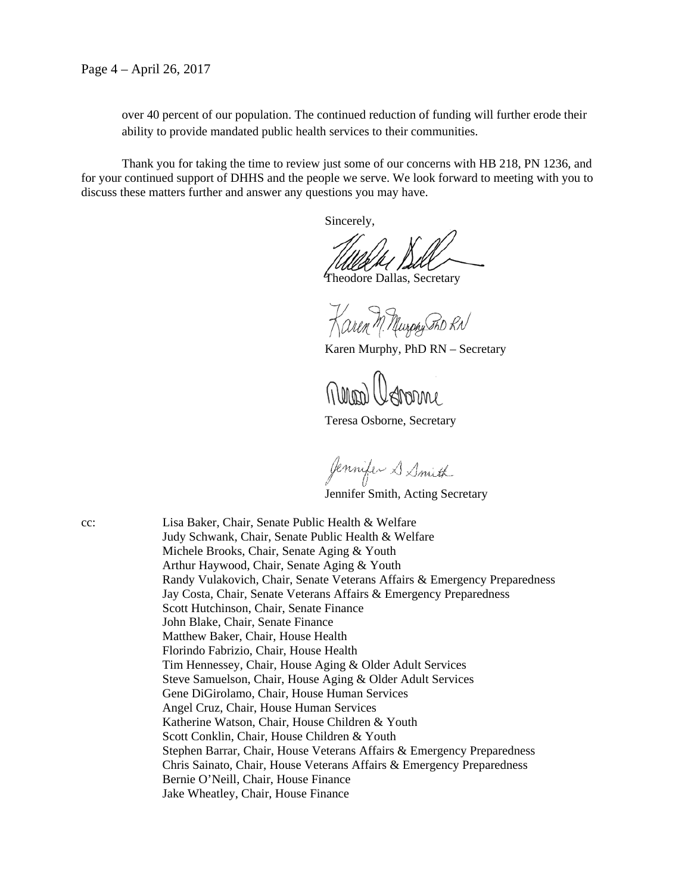over 40 percent of our population. The continued reduction of funding will further erode their ability to provide mandated public health services to their communities.

Thank you for taking the time to review just some of our concerns with HB 218, PN 1236, and for your continued support of DHHS and the people we serve. We look forward to meeting with you to discuss these matters further and answer any questions you may have.

Sincerely,

Theodore Dallas, Secretary

Karen Murphy, PhD RN – Secretary

Teresa Osborne, Secretary

Jennifer Smith, Acting Secretary

cc:
Lisa Baker, Chair, Senate Public Health & Welfare
Judy Schwank, Chair, Senate Public Health & Welfare
Michele Brooks, Chair, Senate Aging & Youth
Arthur Haywood, Chair, Senate Aging & Youth
Randy Vulakovich, Chair, Senate Veterans Affairs & Emergency Preparedness
Jay Costa, Chair, Senate Veterans Affairs & Emergency Preparedness
Scott Hutchinson, Chair, Senate Finance
John Blake, Chair, Senate Finance
Matthew Baker, Chair, House Health
Florindo Fabrizio, Chair, House Health
Tim Hennessey, Chair, House Aging & Older Adult Services
Steve Samuelson, Chair, House Aging & Older Adult Services
Gene DiGirolamo, Chair, House Human Services
Angel Cruz, Chair, House Human Services
Katherine Watson, Chair, House Children & Youth
Scott Conklin, Chair, House Children & Youth
Stephen Barrar, Chair, House Veterans Affairs & Emergency Preparedness
Chris Sainato, Chair, House Veterans Affairs & Emergency Preparedness
Bernie O'Neill, Chair, House Finance
Jake Wheatley, Chair, House Finance